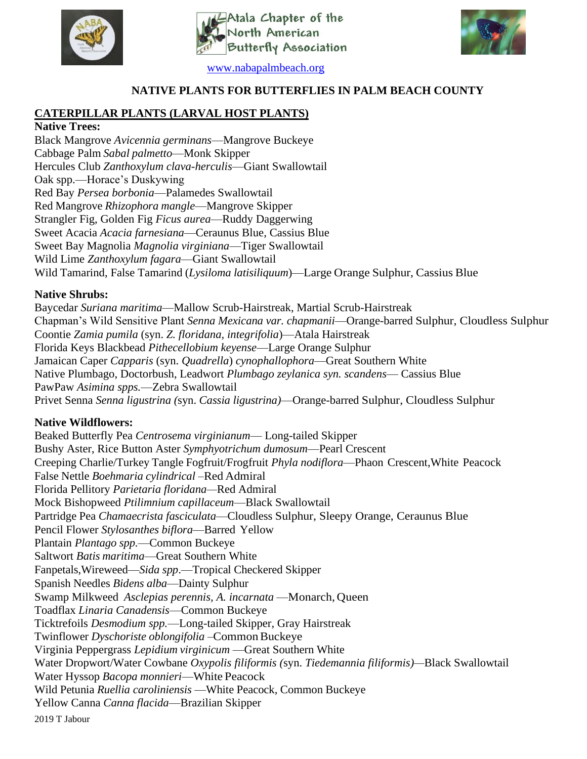Atala Chapter of the North American Butterfly Association

www.nabapalmbeach.org

# NATIVE PLANTS FOR BUTTERFLIES IN PALM BEACH COUNTY

## CATERPILLAR PLANTS (LARVAL HOST PLANTS)

### Native Trees:

Black Mangrove *Avicennia germinans*—Mangrove Buckeye
Cabbage Palm *Sabal palmetto*—Monk Skipper
Hercules Club *Zanthoxylum clava-herculis*—Giant Swallowtail
Oak spp.—Horace's Duskywing
Red Bay *Persea borbonia*—Palamedes Swallowtail
Red Mangrove *Rhizophora mangle*—Mangrove Skipper
Strangler Fig, Golden Fig *Ficus aurea*—Ruddy Daggerwing
Sweet Acacia *Acacia farnesiana*—Ceraunus Blue, Cassius Blue
Sweet Bay Magnolia *Magnolia virginiana*—Tiger Swallowtail
Wild Lime *Zanthoxylum fagara*—Giant Swallowtail
Wild Tamarind, False Tamarind (*Lysiloma latisiliquum*)—Large Orange Sulphur, Cassius Blue

### Native Shrubs:

Baycedar *Suriana maritima*—Mallow Scrub-Hairstreak, Martial Scrub-Hairstreak
Chapman's Wild Sensitive Plant *Senna Mexicana var. chapmanii*—Orange-barred Sulphur, Cloudless Sulphur
Coontie *Zamia pumila* (syn. *Z. floridana, integrifolia*)—Atala Hairstreak
Florida Keys Blackbead *Pithecellobium keyense*—Large Orange Sulphur
Jamaican Caper *Capparis* (syn. *Quadrella*) *cynophallophora*—Great Southern White
Native Plumbago, Doctorbush, Leadwort *Plumbago zeylanica syn. scandens*— Cassius Blue
PawPaw *Asimina spps.*—Zebra Swallowtail
Privet Senna *Senna ligustrina (*syn. *Cassia ligustrina)*—Orange-barred Sulphur, Cloudless Sulphur

### Native Wildflowers:

Beaked Butterfly Pea *Centrosema virginianum*— Long-tailed Skipper
Bushy Aster, Rice Button Aster *Symphyotrichum dumosum*—Pearl Crescent
Creeping Charlie/Turkey Tangle Fogfruit/Frogfruit *Phyla nodiflora*—Phaon Crescent,White Peacock
False Nettle *Boehmaria cylindrical* –Red Admiral
Florida Pellitory *Parietaria floridana*—Red Admiral
Mock Bishopweed *Ptilimnium capillaceum*—Black Swallowtail
Partridge Pea *Chamaecrista fasciculata*—Cloudless Sulphur, Sleepy Orange, Ceraunus Blue
Pencil Flower *Stylosanthes biflora*—Barred Yellow
Plantain *Plantago spp.*—Common Buckeye
Saltwort *Batis maritima*—Great Southern White
Fanpetals,Wireweed—*Sida spp.*—Tropical Checkered Skipper
Spanish Needles *Bidens alba*—Dainty Sulphur
Swamp Milkweed *Asclepias perennis, A. incarnata* —Monarch, Queen
Toadflax *Linaria Canadensis*—Common Buckeye
Ticktrefoils *Desmodium spp.*—Long-tailed Skipper, Gray Hairstreak
Twinflower *Dyschoriste oblongifolia* –Common Buckeye
Virginia Peppergrass *Lepidium virginicum* —Great Southern White
Water Dropwort/Water Cowbane *Oxypolis filiformis (*syn. *Tiedemannia filiformis)*—Black Swallowtail
Water Hyssop *Bacopa monnieri*—White Peacock
Wild Petunia *Ruellia caroliniensis* —White Peacock, Common Buckeye
Yellow Canna *Canna flacida*—Brazilian Skipper

2019 T Jabour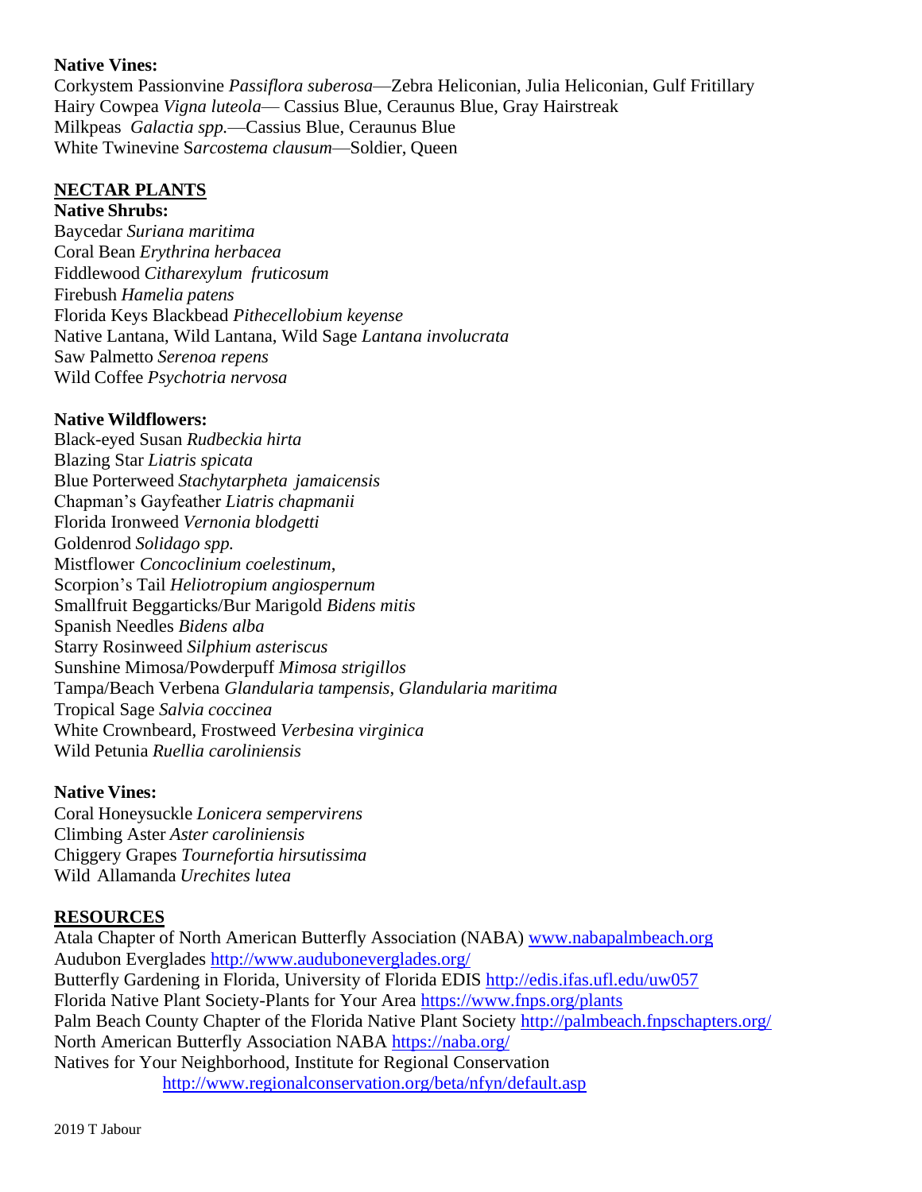**Native Vines:**

Corkystem Passionvine *Passiflora suberosa*—Zebra Heliconian, Julia Heliconian, Gulf Fritillary
Hairy Cowpea *Vigna luteola*— Cassius Blue, Ceraunus Blue, Gray Hairstreak
Milkpeas *Galactia spp.*—Cassius Blue, Ceraunus Blue
White Twinevine S*arcostema clausum*—Soldier, Queen

## NECTAR PLANTS

**Native Shrubs:**

Baycedar *Suriana maritima*
Coral Bean *Erythrina herbacea*
Fiddlewood *Citharexylum fruticosum*
Firebush *Hamelia patens*
Florida Keys Blackbead *Pithecellobium keyense*
Native Lantana, Wild Lantana, Wild Sage *Lantana involucrata*
Saw Palmetto *Serenoa repens*
Wild Coffee *Psychotria nervosa*

**Native Wildflowers:**

Black-eyed Susan *Rudbeckia hirta*
Blazing Star *Liatris spicata*
Blue Porterweed *Stachytarpheta jamaicensis*
Chapman's Gayfeather *Liatris chapmanii*
Florida Ironweed *Vernonia blodgetti*
Goldenrod *Solidago spp.*
Mistflower *Concoclinium coelestinum*,
Scorpion's Tail *Heliotropium angiospernum*
Smallfruit Beggarticks/Bur Marigold *Bidens mitis*
Spanish Needles *Bidens alba*
Starry Rosinweed *Silphium asteriscus*
Sunshine Mimosa/Powderpuff *Mimosa strigillos*
Tampa/Beach Verbena *Glandularia tampensis*, *Glandularia maritima*
Tropical Sage *Salvia coccinea*
White Crownbeard, Frostweed *Verbesina virginica*
Wild Petunia *Ruellia caroliniensis*

**Native Vines:**

Coral Honeysuckle *Lonicera sempervirens*
Climbing Aster *Aster caroliniensis*
Chiggery Grapes *Tournefortia hirsutissima*
Wild Allamanda *Urechites lutea*

## RESOURCES

Atala Chapter of North American Butterfly Association (NABA) www.nabapalmbeach.org
Audubon Everglades http://www.auduboneverglades.org/
Butterfly Gardening in Florida, University of Florida EDIS http://edis.ifas.ufl.edu/uw057
Florida Native Plant Society-Plants for Your Area https://www.fnps.org/plants
Palm Beach County Chapter of the Florida Native Plant Society http://palmbeach.fnpschapters.org/
North American Butterfly Association NABA https://naba.org/
Natives for Your Neighborhood, Institute for Regional Conservation
http://www.regionalconservation.org/beta/nfyn/default.asp

2019 T Jabour